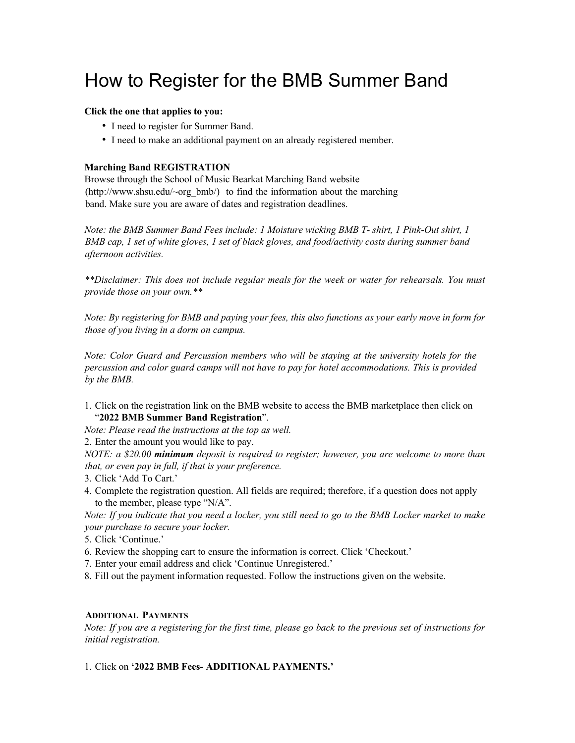# How to Register for the BMB Summer Band

**Click the one that applies to you:**

- I need to register for Summer Band.
- I need to make an additional payment on an already registered member.

**Marching Band REGISTRATION**
Browse through the School of Music Bearkat Marching Band website (http://www.shsu.edu/~org_bmb/) to find the information about the marching band. Make sure you are aware of dates and registration deadlines.

*Note: the BMB Summer Band Fees include: 1 Moisture wicking BMB T- shirt, 1 Pink-Out shirt, 1 BMB cap, 1 set of white gloves, 1 set of black gloves, and food/activity costs during summer band afternoon activities.*

*\*\*Disclaimer: This does not include regular meals for the week or water for rehearsals. You must provide those on your own.\*\**

*Note: By registering for BMB and paying your fees, this also functions as your early move in form for those of you living in a dorm on campus.*

*Note: Color Guard and Percussion members who will be staying at the university hotels for the percussion and color guard camps will not have to pay for hotel accommodations. This is provided by the BMB.*

1. Click on the registration link on the BMB website to access the BMB marketplace then click on "**2022 BMB Summer Band Registration**".

*Note: Please read the instructions at the top as well.*

2. Enter the amount you would like to pay.

*NOTE: a $20.00 **minimum** deposit is required to register; however, you are welcome to more than that, or even pay in full, if that is your preference.*

3. Click 'Add To Cart.'
4. Complete the registration question. All fields are required; therefore, if a question does not apply to the member, please type "N/A".

*Note: If you indicate that you need a locker, you still need to go to the BMB Locker market to make your purchase to secure your locker.*

5. Click 'Continue.'
6. Review the shopping cart to ensure the information is correct. Click 'Checkout.'
7. Enter your email address and click 'Continue Unregistered.'
8. Fill out the payment information requested. Follow the instructions given on the website.

**ADDITIONAL PAYMENTS**

*Note: If you are a registering for the first time, please go back to the previous set of instructions for initial registration.*

1. Click on **'2022 BMB Fees- ADDITIONAL PAYMENTS.'**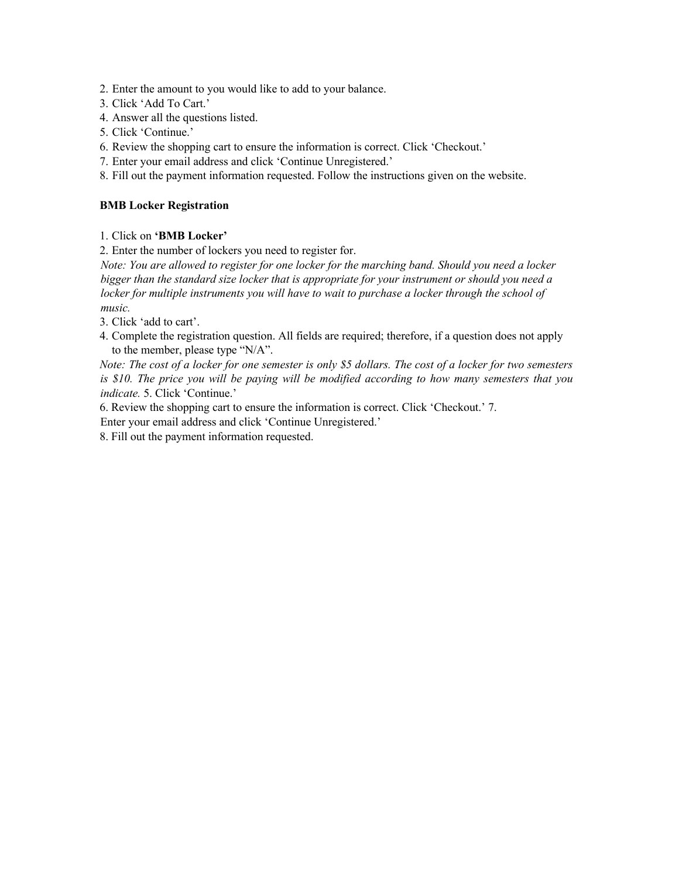2. Enter the amount to you would like to add to your balance.
3. Click 'Add To Cart.'
4. Answer all the questions listed.
5. Click 'Continue.'
6. Review the shopping cart to ensure the information is correct. Click 'Checkout.'
7. Enter your email address and click 'Continue Unregistered.'
8. Fill out the payment information requested. Follow the instructions given on the website.

**BMB Locker Registration**

1. Click on **'BMB Locker'**
2. Enter the number of lockers you need to register for.

*Note: You are allowed to register for one locker for the marching band. Should you need a locker bigger than the standard size locker that is appropriate for your instrument or should you need a locker for multiple instruments you will have to wait to purchase a locker through the school of music.*

3. Click 'add to cart'.
4. Complete the registration question. All fields are required; therefore, if a question does not apply to the member, please type "N/A".

*Note: The cost of a locker for one semester is only $5 dollars. The cost of a locker for two semesters is $10. The price you will be paying will be modified according to how many semesters that you indicate.* 5. Click 'Continue.'

6. Review the shopping cart to ensure the information is correct. Click 'Checkout.' 7. Enter your email address and click 'Continue Unregistered.'
8. Fill out the payment information requested.